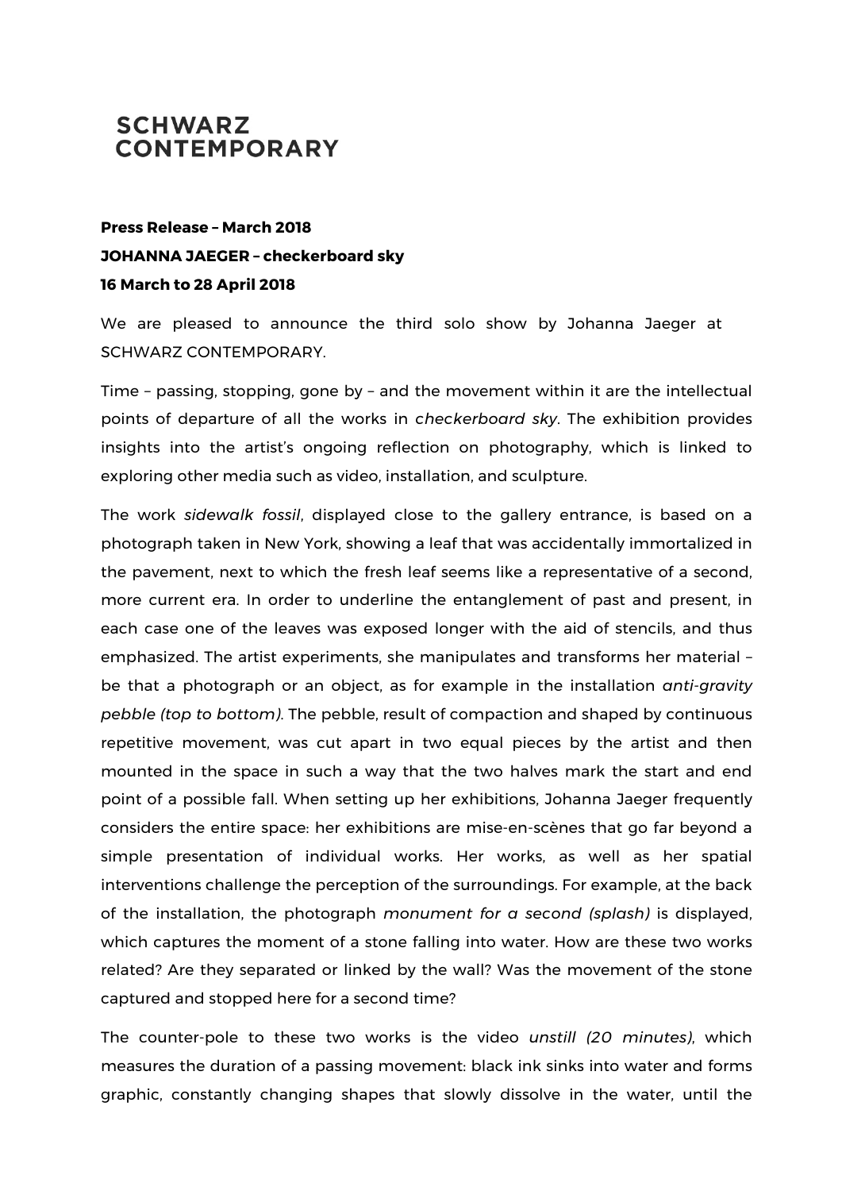# SCHWARZ CONTEMPORARY

**Press Release – March 2018**
**JOHANNA JAEGER – checkerboard sky**
**16 March to 28 April 2018**

We are pleased to announce the third solo show by Johanna Jaeger at SCHWARZ CONTEMPORARY.

Time – passing, stopping, gone by – and the movement within it are the intellectual points of departure of all the works in *checkerboard sky*. The exhibition provides insights into the artist's ongoing reflection on photography, which is linked to exploring other media such as video, installation, and sculpture.

The work *sidewalk fossil*, displayed close to the gallery entrance, is based on a photograph taken in New York, showing a leaf that was accidentally immortalized in the pavement, next to which the fresh leaf seems like a representative of a second, more current era. In order to underline the entanglement of past and present, in each case one of the leaves was exposed longer with the aid of stencils, and thus emphasized. The artist experiments, she manipulates and transforms her material – be that a photograph or an object, as for example in the installation *anti-gravity pebble (top to bottom)*. The pebble, result of compaction and shaped by continuous repetitive movement, was cut apart in two equal pieces by the artist and then mounted in the space in such a way that the two halves mark the start and end point of a possible fall. When setting up her exhibitions, Johanna Jaeger frequently considers the entire space: her exhibitions are mise-en-scènes that go far beyond a simple presentation of individual works. Her works, as well as her spatial interventions challenge the perception of the surroundings. For example, at the back of the installation, the photograph *monument for a second (splash)* is displayed, which captures the moment of a stone falling into water. How are these two works related? Are they separated or linked by the wall? Was the movement of the stone captured and stopped here for a second time?

The counter-pole to these two works is the video *unstill (20 minutes)*, which measures the duration of a passing movement: black ink sinks into water and forms graphic, constantly changing shapes that slowly dissolve in the water, until the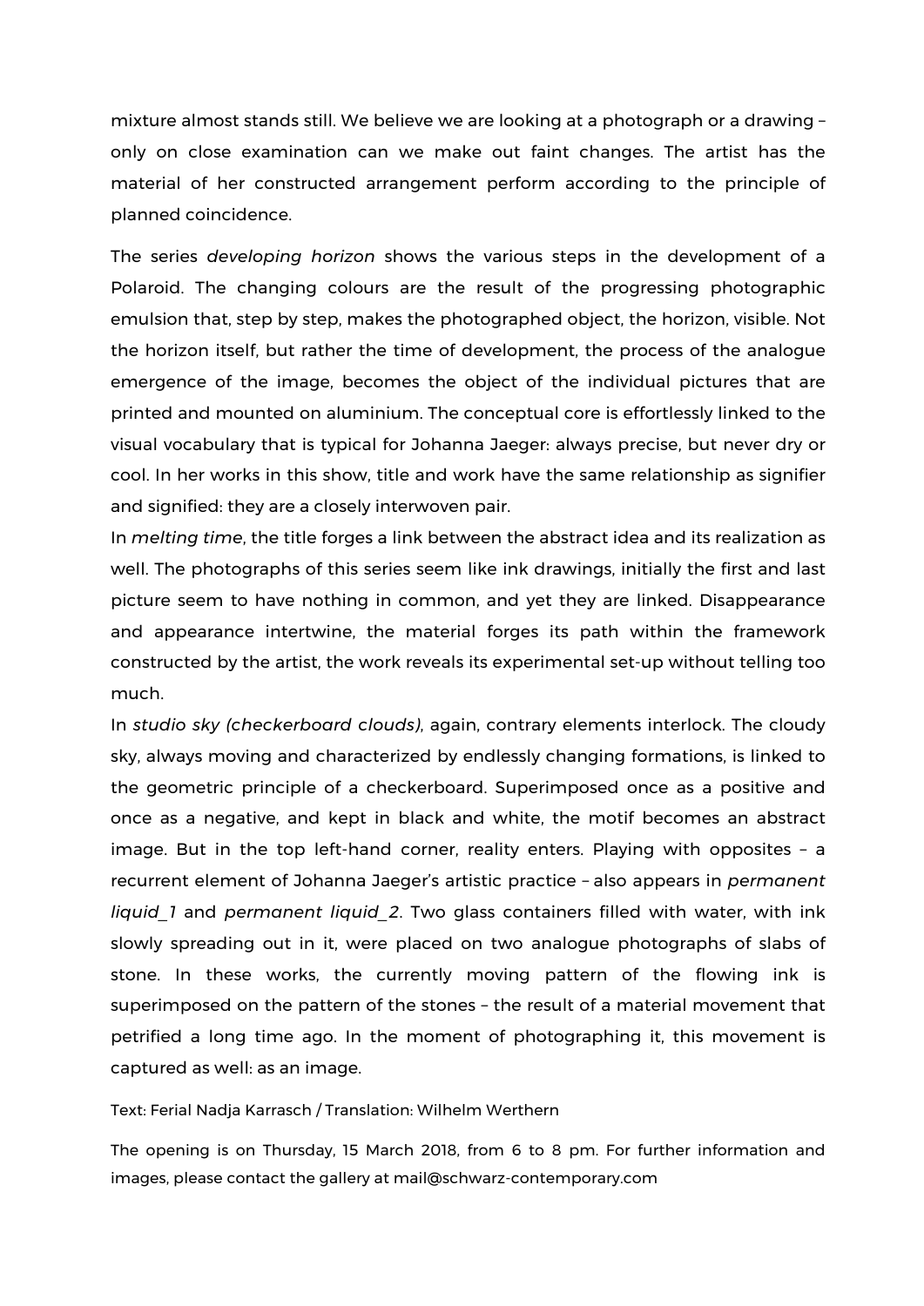mixture almost stands still. We believe we are looking at a photograph or a drawing – only on close examination can we make out faint changes. The artist has the material of her constructed arrangement perform according to the principle of planned coincidence.

The series *developing horizon* shows the various steps in the development of a Polaroid. The changing colours are the result of the progressing photographic emulsion that, step by step, makes the photographed object, the horizon, visible. Not the horizon itself, but rather the time of development, the process of the analogue emergence of the image, becomes the object of the individual pictures that are printed and mounted on aluminium. The conceptual core is effortlessly linked to the visual vocabulary that is typical for Johanna Jaeger: always precise, but never dry or cool. In her works in this show, title and work have the same relationship as signifier and signified: they are a closely interwoven pair.

In *melting time*, the title forges a link between the abstract idea and its realization as well. The photographs of this series seem like ink drawings, initially the first and last picture seem to have nothing in common, and yet they are linked. Disappearance and appearance intertwine, the material forges its path within the framework constructed by the artist, the work reveals its experimental set-up without telling too much.

In *studio sky (checkerboard clouds)*, again, contrary elements interlock. The cloudy sky, always moving and characterized by endlessly changing formations, is linked to the geometric principle of a checkerboard. Superimposed once as a positive and once as a negative, and kept in black and white, the motif becomes an abstract image. But in the top left-hand corner, reality enters. Playing with opposites – a recurrent element of Johanna Jaeger's artistic practice – also appears in *permanent liquid_1* and *permanent liquid_2*. Two glass containers filled with water, with ink slowly spreading out in it, were placed on two analogue photographs of slabs of stone. In these works, the currently moving pattern of the flowing ink is superimposed on the pattern of the stones – the result of a material movement that petrified a long time ago. In the moment of photographing it, this movement is captured as well: as an image.

Text: Ferial Nadja Karrasch / Translation: Wilhelm Werthern

The opening is on Thursday, 15 March 2018, from 6 to 8 pm. For further information and images, please contact the gallery at mail@schwarz-contemporary.com